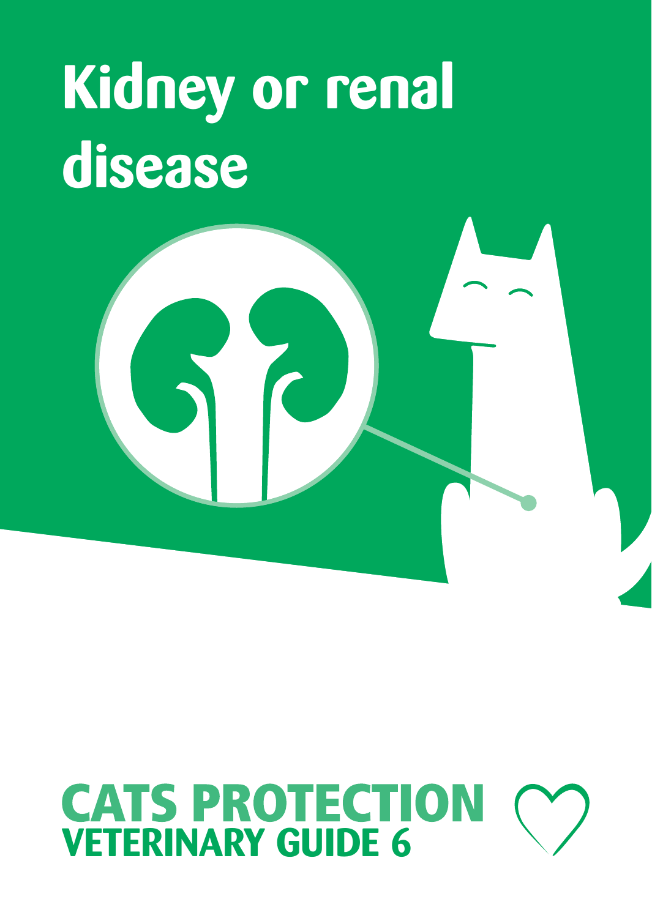# Kidney or renal disease

**CATS PROTECTION**
**VETERINARY GUIDE 6**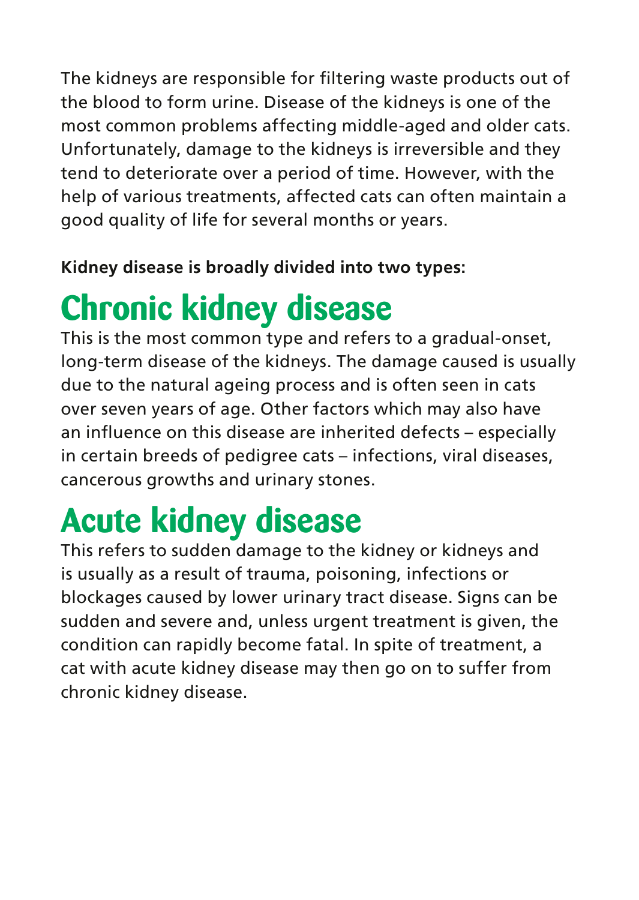The kidneys are responsible for filtering waste products out of the blood to form urine. Disease of the kidneys is one of the most common problems affecting middle-aged and older cats. Unfortunately, damage to the kidneys is irreversible and they tend to deteriorate over a period of time. However, with the help of various treatments, affected cats can often maintain a good quality of life for several months or years.

**Kidney disease is broadly divided into two types:**

## Chronic kidney disease

This is the most common type and refers to a gradual-onset, long-term disease of the kidneys. The damage caused is usually due to the natural ageing process and is often seen in cats over seven years of age. Other factors which may also have an influence on this disease are inherited defects – especially in certain breeds of pedigree cats – infections, viral diseases, cancerous growths and urinary stones.

## Acute kidney disease

This refers to sudden damage to the kidney or kidneys and is usually as a result of trauma, poisoning, infections or blockages caused by lower urinary tract disease. Signs can be sudden and severe and, unless urgent treatment is given, the condition can rapidly become fatal. In spite of treatment, a cat with acute kidney disease may then go on to suffer from chronic kidney disease.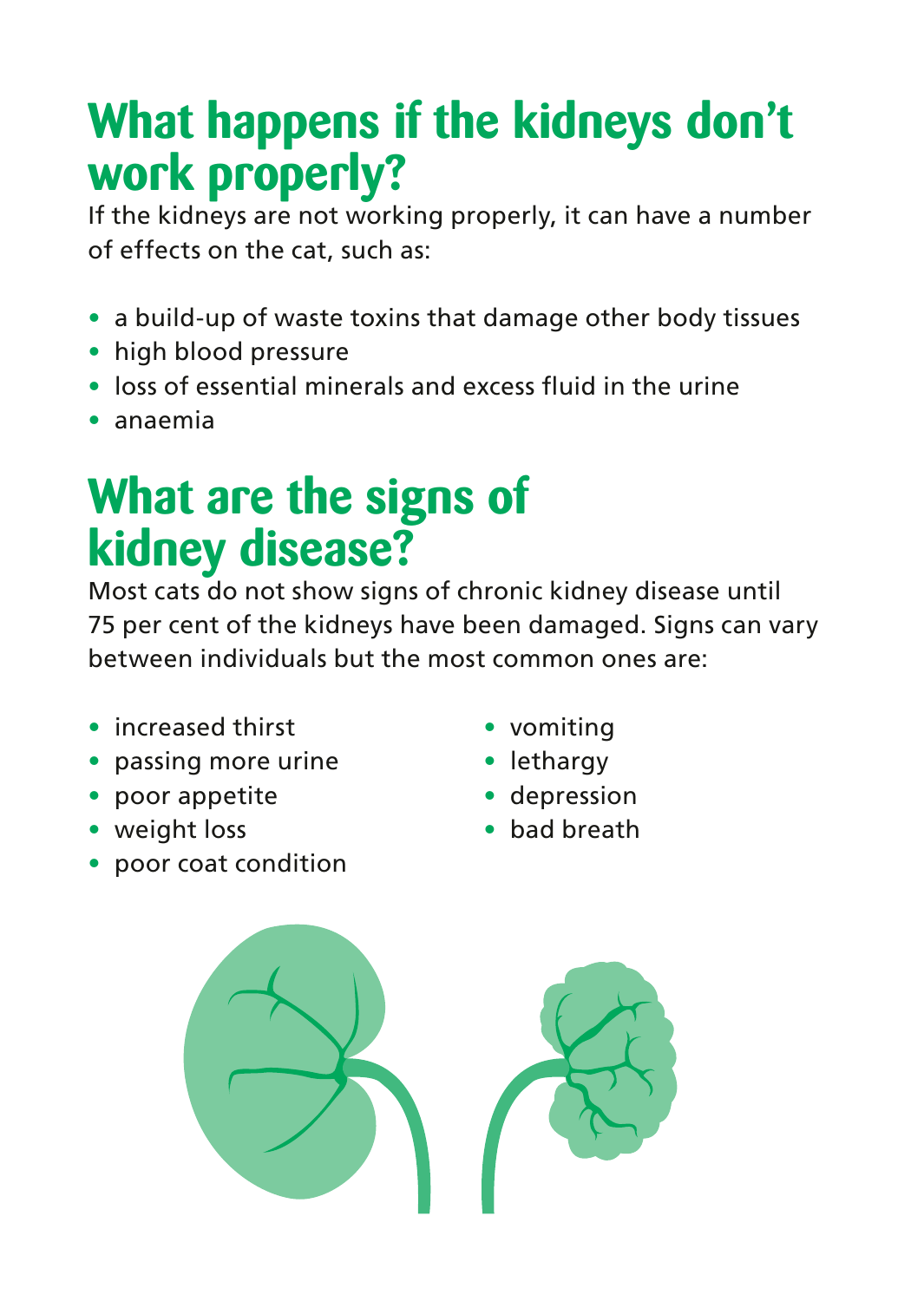## What happens if the kidneys don't work properly?

If the kidneys are not working properly, it can have a number of effects on the cat, such as:

- a build-up of waste toxins that damage other body tissues
- high blood pressure
- loss of essential minerals and excess fluid in the urine
- anaemia

## What are the signs of kidney disease?

Most cats do not show signs of chronic kidney disease until 75 per cent of the kidneys have been damaged. Signs can vary between individuals but the most common ones are:

- increased thirst
- passing more urine
- poor appetite
- weight loss
- poor coat condition
- vomiting
- lethargy
- depression
- bad breath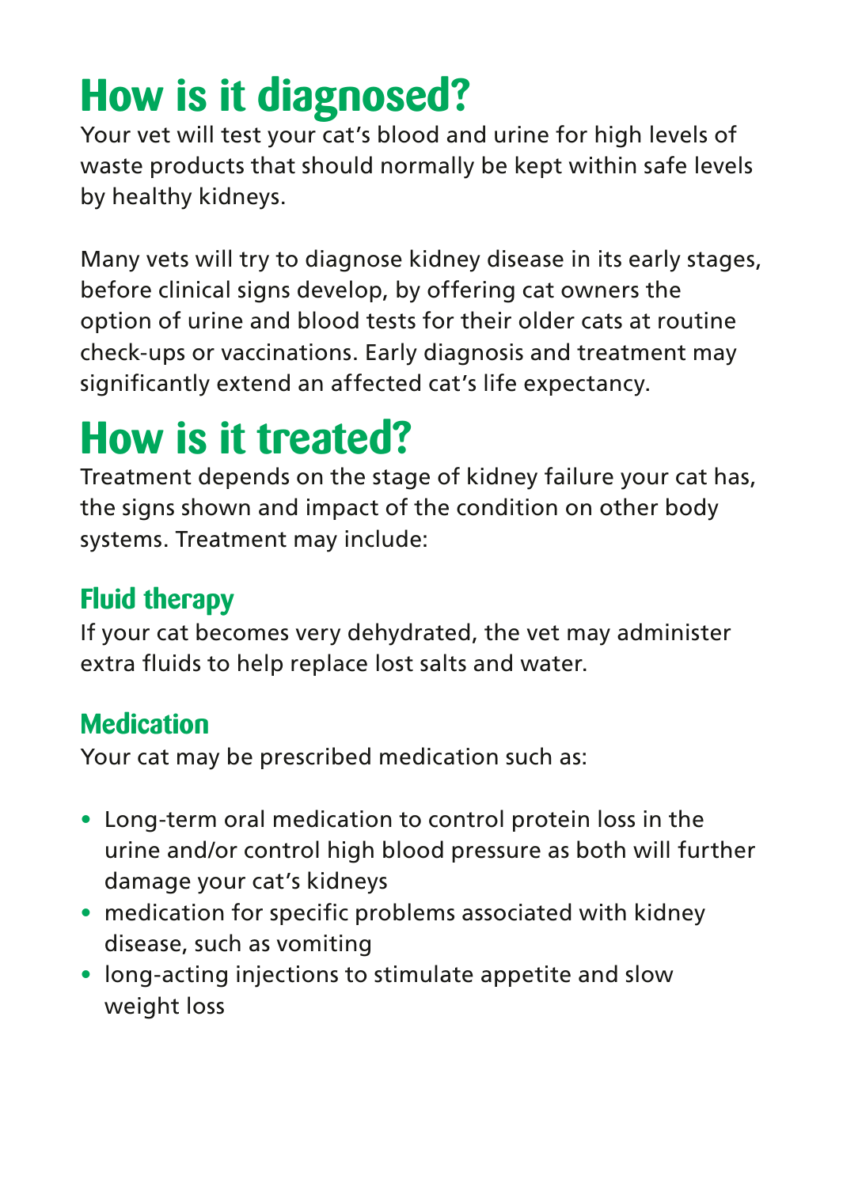# How is it diagnosed?

Your vet will test your cat's blood and urine for high levels of waste products that should normally be kept within safe levels by healthy kidneys.

Many vets will try to diagnose kidney disease in its early stages, before clinical signs develop, by offering cat owners the option of urine and blood tests for their older cats at routine check-ups or vaccinations. Early diagnosis and treatment may significantly extend an affected cat's life expectancy.

# How is it treated?

Treatment depends on the stage of kidney failure your cat has, the signs shown and impact of the condition on other body systems. Treatment may include:

## Fluid therapy

If your cat becomes very dehydrated, the vet may administer extra fluids to help replace lost salts and water.

## Medication

Your cat may be prescribed medication such as:

- Long-term oral medication to control protein loss in the urine and/or control high blood pressure as both will further damage your cat's kidneys
- medication for specific problems associated with kidney disease, such as vomiting
- long-acting injections to stimulate appetite and slow weight loss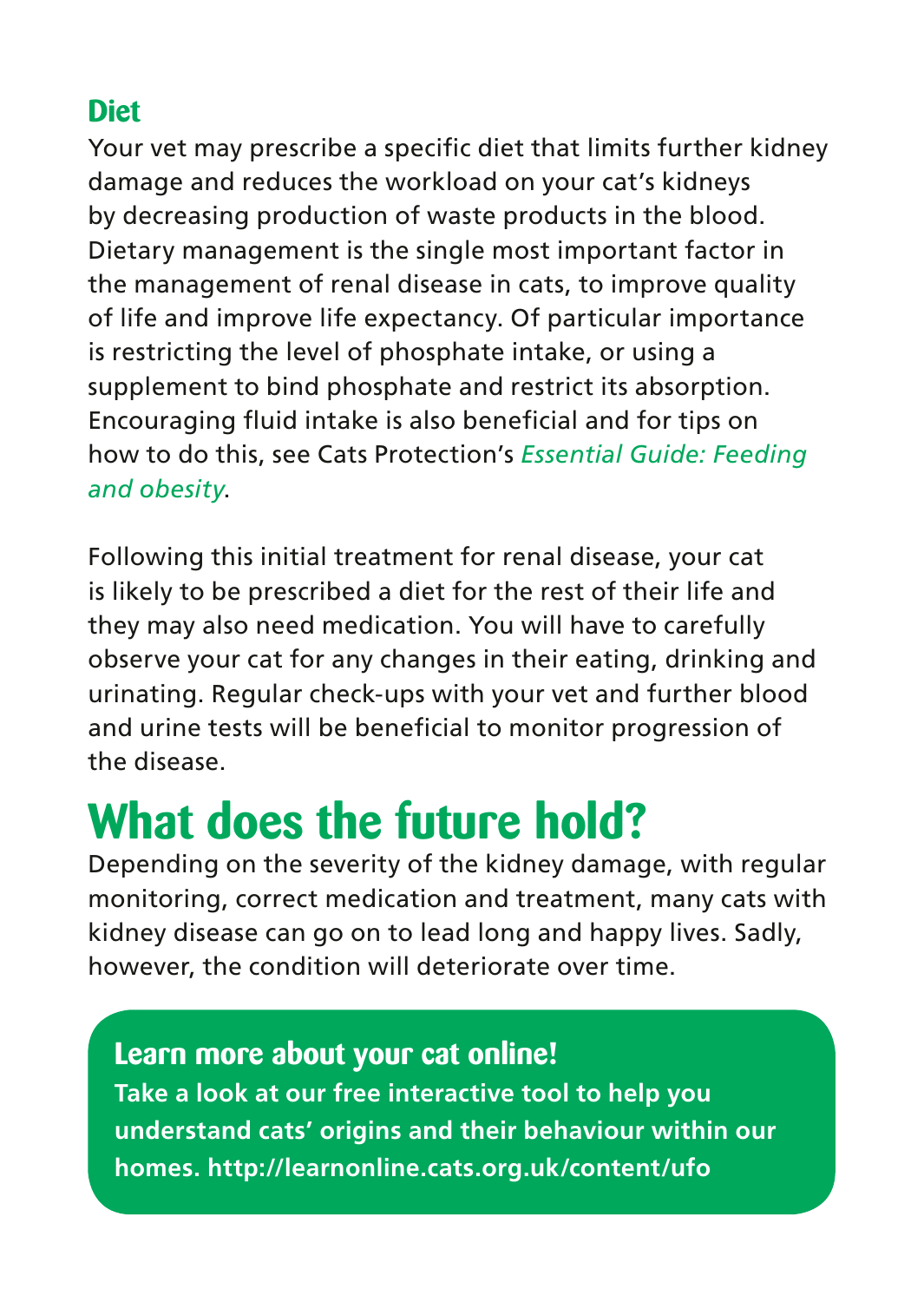### Diet

Your vet may prescribe a specific diet that limits further kidney damage and reduces the workload on your cat's kidneys by decreasing production of waste products in the blood. Dietary management is the single most important factor in the management of renal disease in cats, to improve quality of life and improve life expectancy. Of particular importance is restricting the level of phosphate intake, or using a supplement to bind phosphate and restrict its absorption. Encouraging fluid intake is also beneficial and for tips on how to do this, see Cats Protection's *Essential Guide: Feeding and obesity*.

Following this initial treatment for renal disease, your cat is likely to be prescribed a diet for the rest of their life and they may also need medication. You will have to carefully observe your cat for any changes in their eating, drinking and urinating. Regular check-ups with your vet and further blood and urine tests will be beneficial to monitor progression of the disease.

## What does the future hold?

Depending on the severity of the kidney damage, with regular monitoring, correct medication and treatment, many cats with kidney disease can go on to lead long and happy lives. Sadly, however, the condition will deteriorate over time.

**Learn more about your cat online!**

**Take a look at our free interactive tool to help you understand cats' origins and their behaviour within our homes. http://learnonline.cats.org.uk/content/ufo**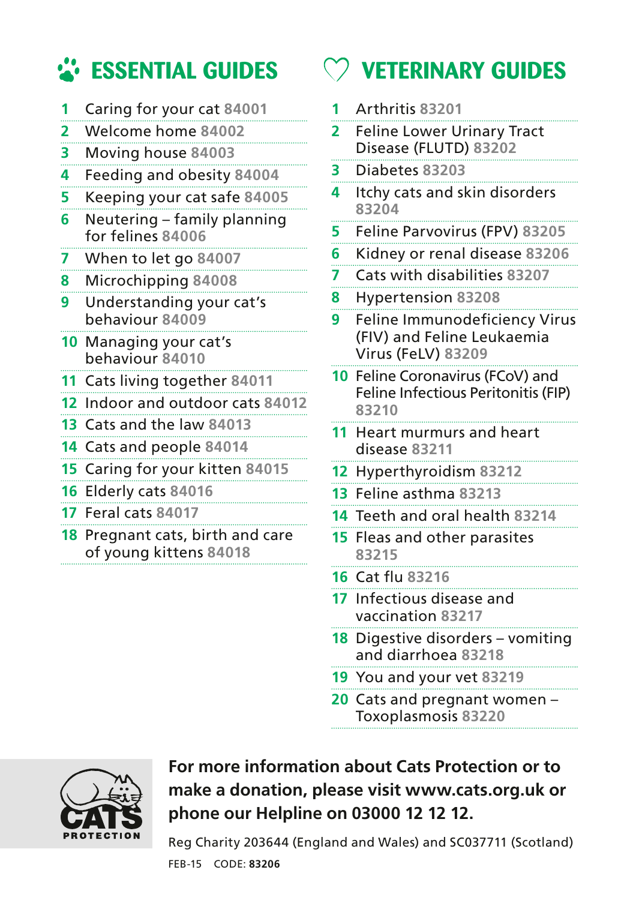## ESSENTIAL GUIDES

1. Caring for your cat 84001
2. Welcome home 84002
3. Moving house 84003
4. Feeding and obesity 84004
5. Keeping your cat safe 84005
6. Neutering – family planning for felines 84006
7. When to let go 84007
8. Microchipping 84008
9. Understanding your cat's behaviour 84009
10. Managing your cat's behaviour 84010
11. Cats living together 84011
12. Indoor and outdoor cats 84012
13. Cats and the law 84013
14. Cats and people 84014
15. Caring for your kitten 84015
16. Elderly cats 84016
17. Feral cats 84017
18. Pregnant cats, birth and care of young kittens 84018

## VETERINARY GUIDES

1. Arthritis 83201
2. Feline Lower Urinary Tract Disease (FLUTD) 83202
3. Diabetes 83203
4. Itchy cats and skin disorders 83204
5. Feline Parvovirus (FPV) 83205
6. Kidney or renal disease 83206
7. Cats with disabilities 83207
8. Hypertension 83208
9. Feline Immunodeficiency Virus (FIV) and Feline Leukaemia Virus (FeLV) 83209
10. Feline Coronavirus (FCoV) and Feline Infectious Peritonitis (FIP) 83210
11. Heart murmurs and heart disease 83211
12. Hyperthyroidism 83212
13. Feline asthma 83213
14. Teeth and oral health 83214
15. Fleas and other parasites 83215
16. Cat flu 83216
17. Infectious disease and vaccination 83217
18. Digestive disorders – vomiting and diarrhoea 83218
19. You and your vet 83219
20. Cats and pregnant women – Toxoplasmosis 83220

CATS PROTECTION

**For more information about Cats Protection or to make a donation, please visit www.cats.org.uk or phone our Helpline on 03000 12 12 12.**

Reg Charity 203644 (England and Wales) and SC037711 (Scotland)

FEB-15 CODE: **83206**